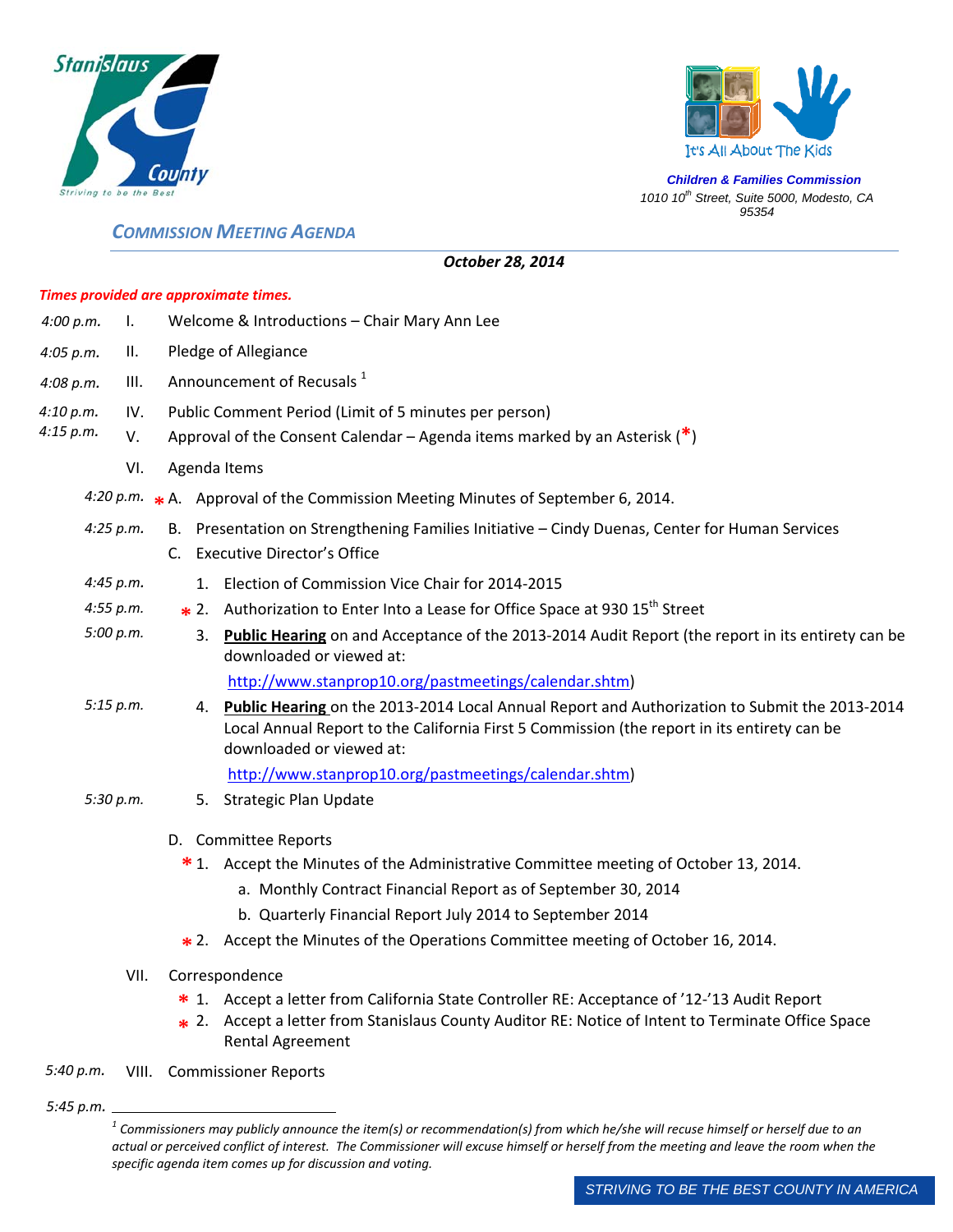Stanislaus County
Striving to be the Best

It's All About The Kids

**Children & Families Commission**
*1010 10th Street, Suite 5000, Modesto, CA 95354*

## COMMISSION MEETING AGENDA

***October 28, 2014***

***Times provided are approximate times.***

*4:00 p.m.* I. Welcome & Introductions – Chair Mary Ann Lee

*4:05 p.m.* II. Pledge of Allegiance

*4:08 p.m.* III. Announcement of Recusals [1]

*4:10 p.m.* IV. Public Comment Period (Limit of 5 minutes per person)

*4:15 p.m.* V. Approval of the Consent Calendar – Agenda items marked by an Asterisk (*)

VI. Agenda Items

*4:20 p.m.* * A. Approval of the Commission Meeting Minutes of September 6, 2014.

*4:25 p.m.* B. Presentation on Strengthening Families Initiative – Cindy Duenas, Center for Human Services

C. Executive Director's Office

*4:45 p.m.* 1. Election of Commission Vice Chair for 2014-2015

*4:55 p.m.* * 2. Authorization to Enter Into a Lease for Office Space at 930 15th Street

*5:00 p.m.* 3. **Public Hearing** on and Acceptance of the 2013-2014 Audit Report (the report in its entirety can be downloaded or viewed at: http://www.stanprop10.org/pastmeetings/calendar.shtm)

*5:15 p.m.* 4. **Public Hearing** on the 2013-2014 Local Annual Report and Authorization to Submit the 2013-2014 Local Annual Report to the California First 5 Commission (the report in its entirety can be downloaded or viewed at: http://www.stanprop10.org/pastmeetings/calendar.shtm)

*5:30 p.m.* 5. Strategic Plan Update

D. Committee Reports

* 1. Accept the Minutes of the Administrative Committee meeting of October 13, 2014.
   a. Monthly Contract Financial Report as of September 30, 2014
   b. Quarterly Financial Report July 2014 to September 2014

* 2. Accept the Minutes of the Operations Committee meeting of October 16, 2014.

VII. Correspondence

* 1. Accept a letter from California State Controller RE: Acceptance of '12-'13 Audit Report

* 2. Accept a letter from Stanislaus County Auditor RE: Notice of Intent to Terminate Office Space Rental Agreement

*5:40 p.m.* VIII. Commissioner Reports

*5:45 p.m.*

---

*[1] Commissioners may publicly announce the item(s) or recommendation(s) from which he/she will recuse himself or herself due to an actual or perceived conflict of interest. The Commissioner will excuse himself or herself from the meeting and leave the room when the specific agenda item comes up for discussion and voting.*

STRIVING TO BE THE BEST COUNTY IN AMERICA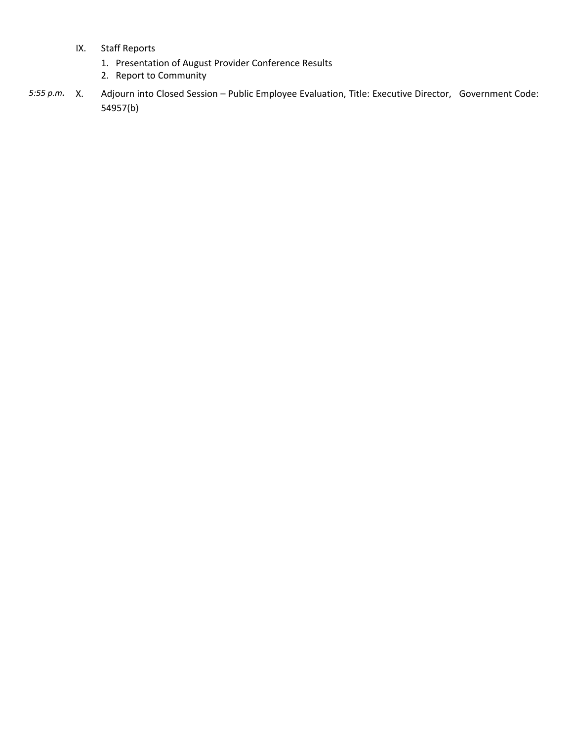IX. Staff Reports

1. Presentation of August Provider Conference Results
2. Report to Community

*5:55 p.m.* X. Adjourn into Closed Session – Public Employee Evaluation, Title: Executive Director, Government Code: 54957(b)